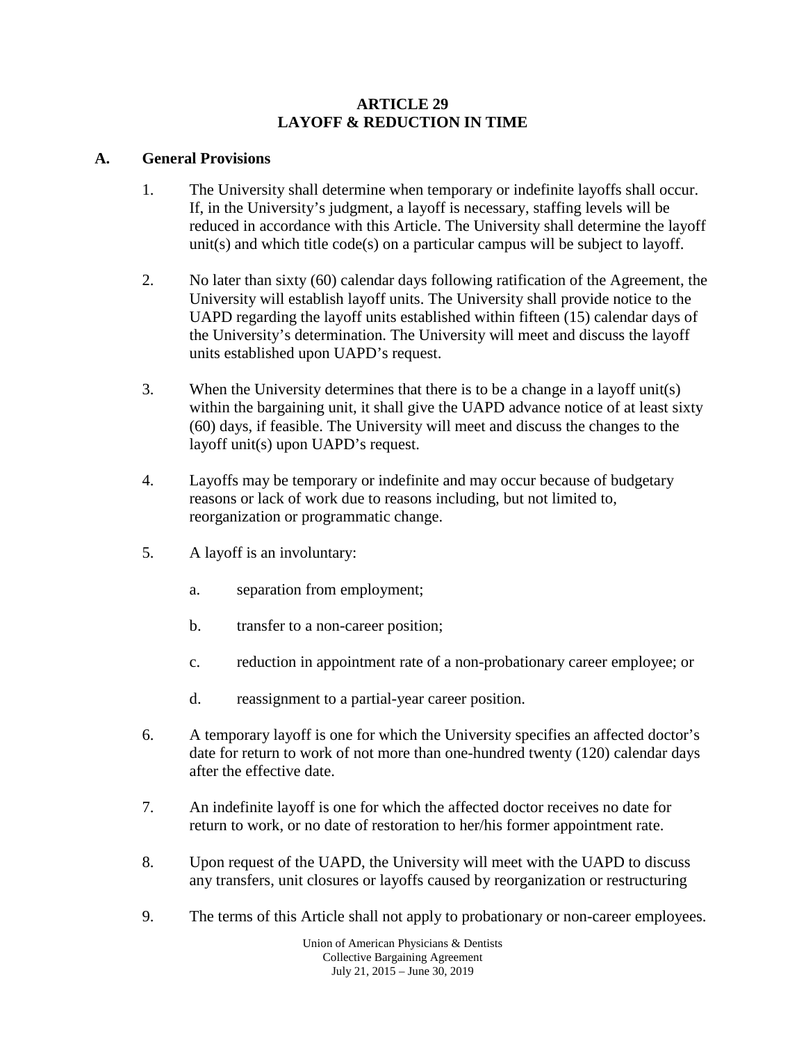# ARTICLE 29
# LAYOFF & REDUCTION IN TIME

## A. General Provisions

1. The University shall determine when temporary or indefinite layoffs shall occur. If, in the University's judgment, a layoff is necessary, staffing levels will be reduced in accordance with this Article. The University shall determine the layoff unit(s) and which title code(s) on a particular campus will be subject to layoff.

2. No later than sixty (60) calendar days following ratification of the Agreement, the University will establish layoff units. The University shall provide notice to the UAPD regarding the layoff units established within fifteen (15) calendar days of the University's determination. The University will meet and discuss the layoff units established upon UAPD's request.

3. When the University determines that there is to be a change in a layoff unit(s) within the bargaining unit, it shall give the UAPD advance notice of at least sixty (60) days, if feasible. The University will meet and discuss the changes to the layoff unit(s) upon UAPD's request.

4. Layoffs may be temporary or indefinite and may occur because of budgetary reasons or lack of work due to reasons including, but not limited to, reorganization or programmatic change.

5. A layoff is an involuntary:

   a. separation from employment;

   b. transfer to a non-career position;

   c. reduction in appointment rate of a non-probationary career employee; or

   d. reassignment to a partial-year career position.

6. A temporary layoff is one for which the University specifies an affected doctor's date for return to work of not more than one-hundred twenty (120) calendar days after the effective date.

7. An indefinite layoff is one for which the affected doctor receives no date for return to work, or no date of restoration to her/his former appointment rate.

8. Upon request of the UAPD, the University will meet with the UAPD to discuss any transfers, unit closures or layoffs caused by reorganization or restructuring

9. The terms of this Article shall not apply to probationary or non-career employees.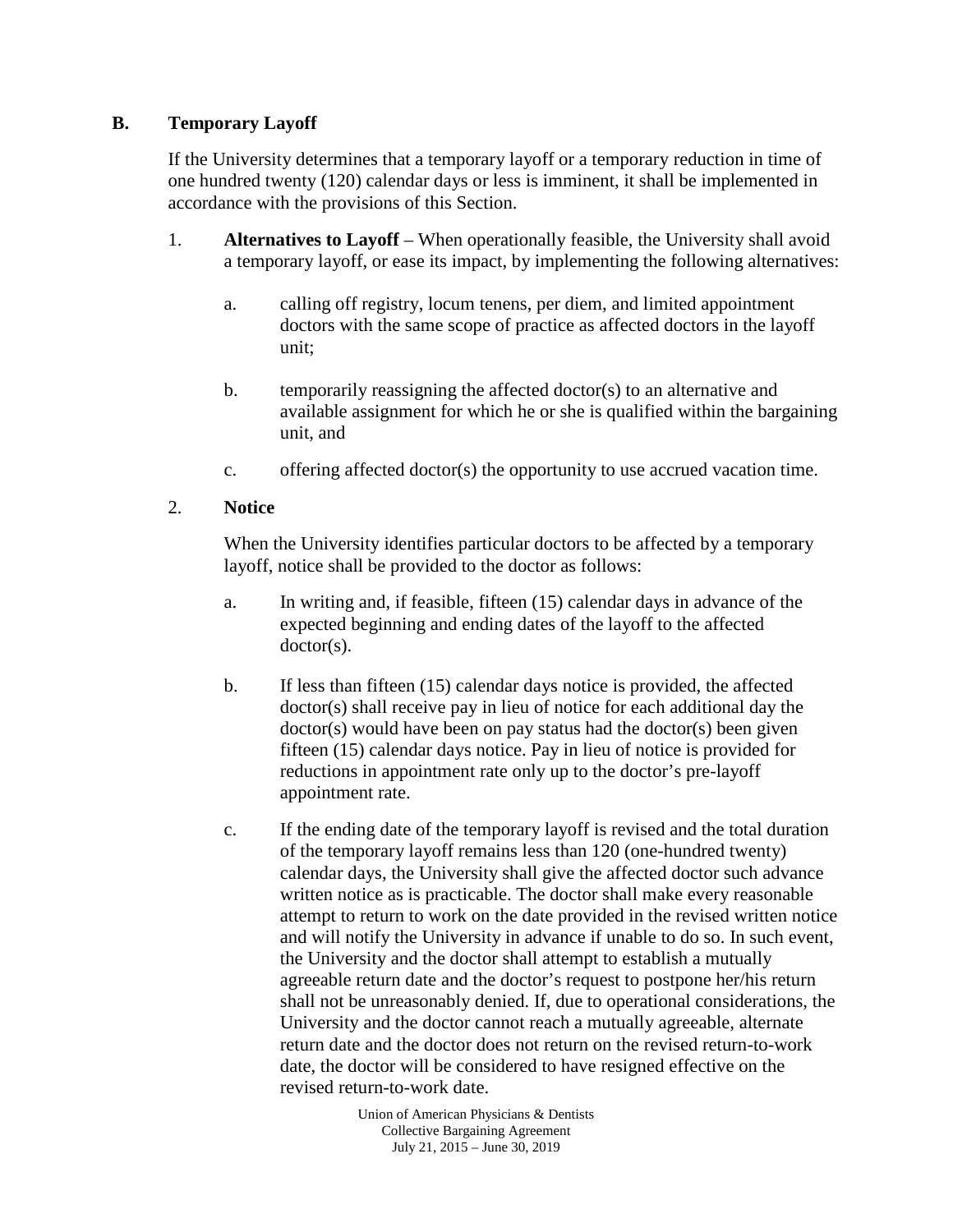### B. Temporary Layoff

If the University determines that a temporary layoff or a temporary reduction in time of one hundred twenty (120) calendar days or less is imminent, it shall be implemented in accordance with the provisions of this Section.

1. **Alternatives to Layoff** – When operationally feasible, the University shall avoid a temporary layoff, or ease its impact, by implementing the following alternatives:

   a. calling off registry, locum tenens, per diem, and limited appointment doctors with the same scope of practice as affected doctors in the layoff unit;

   b. temporarily reassigning the affected doctor(s) to an alternative and available assignment for which he or she is qualified within the bargaining unit, and

   c. offering affected doctor(s) the opportunity to use accrued vacation time.

2. **Notice**

   When the University identifies particular doctors to be affected by a temporary layoff, notice shall be provided to the doctor as follows:

   a. In writing and, if feasible, fifteen (15) calendar days in advance of the expected beginning and ending dates of the layoff to the affected doctor(s).

   b. If less than fifteen (15) calendar days notice is provided, the affected doctor(s) shall receive pay in lieu of notice for each additional day the doctor(s) would have been on pay status had the doctor(s) been given fifteen (15) calendar days notice. Pay in lieu of notice is provided for reductions in appointment rate only up to the doctor's pre-layoff appointment rate.

   c. If the ending date of the temporary layoff is revised and the total duration of the temporary layoff remains less than 120 (one-hundred twenty) calendar days, the University shall give the affected doctor such advance written notice as is practicable. The doctor shall make every reasonable attempt to return to work on the date provided in the revised written notice and will notify the University in advance if unable to do so. In such event, the University and the doctor shall attempt to establish a mutually agreeable return date and the doctor's request to postpone her/his return shall not be unreasonably denied. If, due to operational considerations, the University and the doctor cannot reach a mutually agreeable, alternate return date and the doctor does not return on the revised return-to-work date, the doctor will be considered to have resigned effective on the revised return-to-work date.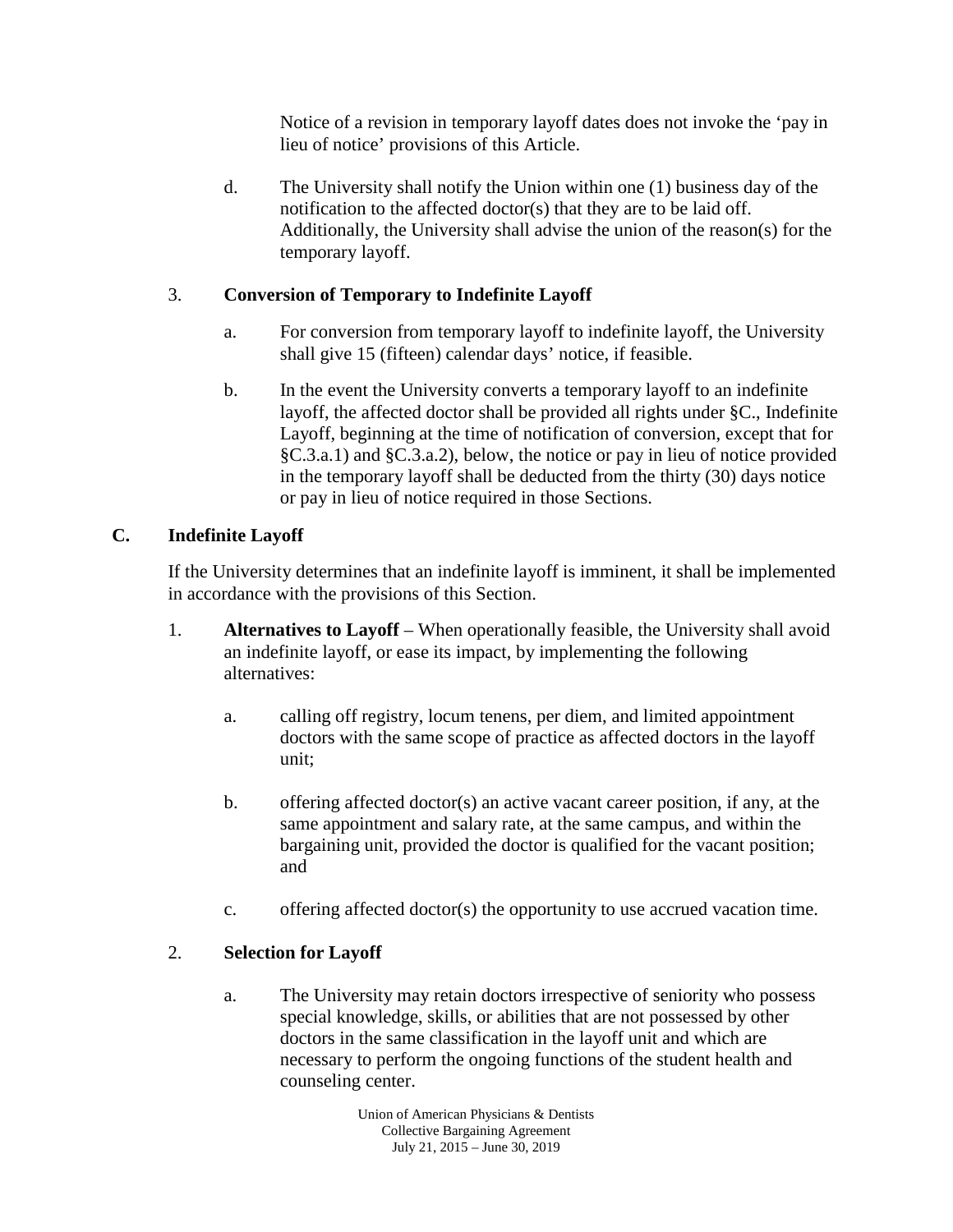Notice of a revision in temporary layoff dates does not invoke the 'pay in lieu of notice' provisions of this Article.

d. The University shall notify the Union within one (1) business day of the notification to the affected doctor(s) that they are to be laid off. Additionally, the University shall advise the union of the reason(s) for the temporary layoff.

3. **Conversion of Temporary to Indefinite Layoff**

   a. For conversion from temporary layoff to indefinite layoff, the University shall give 15 (fifteen) calendar days' notice, if feasible.

   b. In the event the University converts a temporary layoff to an indefinite layoff, the affected doctor shall be provided all rights under §C., Indefinite Layoff, beginning at the time of notification of conversion, except that for §C.3.a.1) and §C.3.a.2), below, the notice or pay in lieu of notice provided in the temporary layoff shall be deducted from the thirty (30) days notice or pay in lieu of notice required in those Sections.

## C. Indefinite Layoff

If the University determines that an indefinite layoff is imminent, it shall be implemented in accordance with the provisions of this Section.

1. **Alternatives to Layoff** – When operationally feasible, the University shall avoid an indefinite layoff, or ease its impact, by implementing the following alternatives:

   a. calling off registry, locum tenens, per diem, and limited appointment doctors with the same scope of practice as affected doctors in the layoff unit;

   b. offering affected doctor(s) an active vacant career position, if any, at the same appointment and salary rate, at the same campus, and within the bargaining unit, provided the doctor is qualified for the vacant position; and

   c. offering affected doctor(s) the opportunity to use accrued vacation time.

2. **Selection for Layoff**

   a. The University may retain doctors irrespective of seniority who possess special knowledge, skills, or abilities that are not possessed by other doctors in the same classification in the layoff unit and which are necessary to perform the ongoing functions of the student health and counseling center.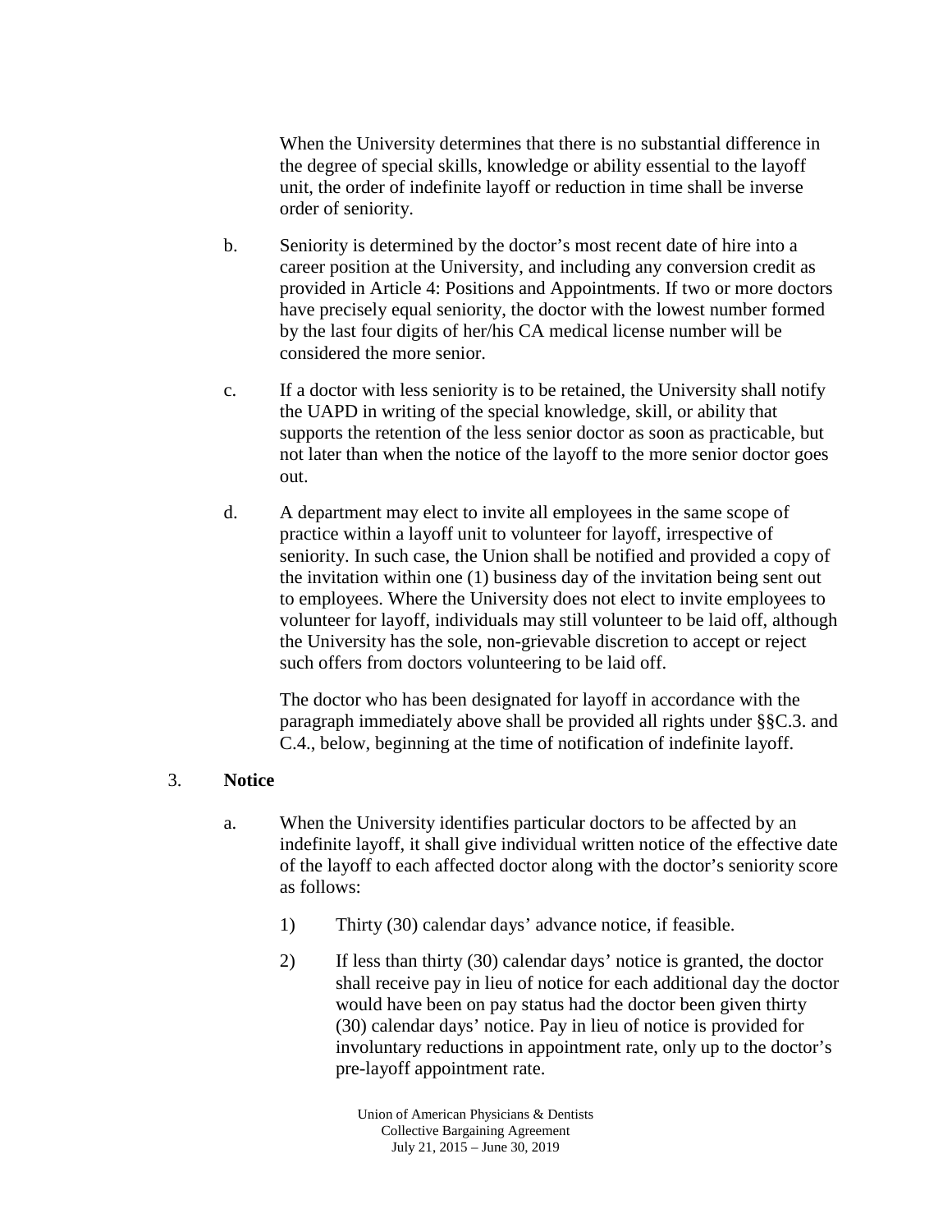When the University determines that there is no substantial difference in the degree of special skills, knowledge or ability essential to the layoff unit, the order of indefinite layoff or reduction in time shall be inverse order of seniority.

b. Seniority is determined by the doctor's most recent date of hire into a career position at the University, and including any conversion credit as provided in Article 4: Positions and Appointments. If two or more doctors have precisely equal seniority, the doctor with the lowest number formed by the last four digits of her/his CA medical license number will be considered the more senior.

c. If a doctor with less seniority is to be retained, the University shall notify the UAPD in writing of the special knowledge, skill, or ability that supports the retention of the less senior doctor as soon as practicable, but not later than when the notice of the layoff to the more senior doctor goes out.

d. A department may elect to invite all employees in the same scope of practice within a layoff unit to volunteer for layoff, irrespective of seniority. In such case, the Union shall be notified and provided a copy of the invitation within one (1) business day of the invitation being sent out to employees. Where the University does not elect to invite employees to volunteer for layoff, individuals may still volunteer to be laid off, although the University has the sole, non-grievable discretion to accept or reject such offers from doctors volunteering to be laid off.

The doctor who has been designated for layoff in accordance with the paragraph immediately above shall be provided all rights under §§C.3. and C.4., below, beginning at the time of notification of indefinite layoff.

3. **Notice**

a. When the University identifies particular doctors to be affected by an indefinite layoff, it shall give individual written notice of the effective date of the layoff to each affected doctor along with the doctor's seniority score as follows:

1) Thirty (30) calendar days' advance notice, if feasible.

2) If less than thirty (30) calendar days' notice is granted, the doctor shall receive pay in lieu of notice for each additional day the doctor would have been on pay status had the doctor been given thirty (30) calendar days' notice. Pay in lieu of notice is provided for involuntary reductions in appointment rate, only up to the doctor's pre-layoff appointment rate.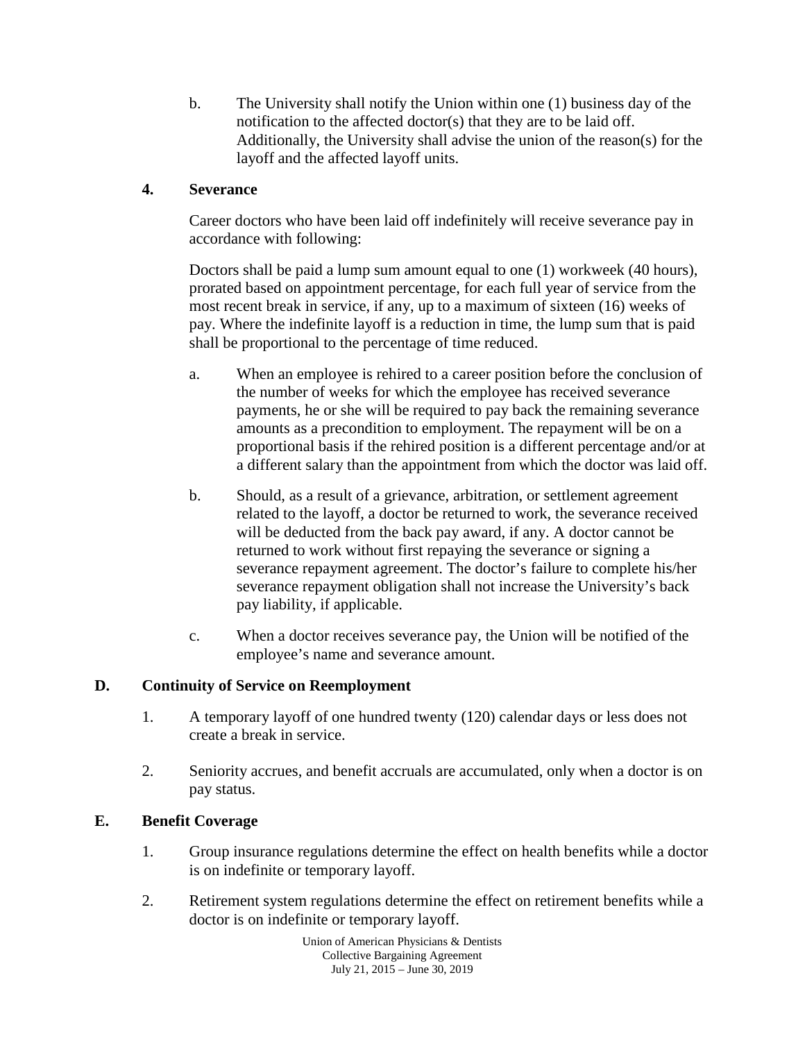b. The University shall notify the Union within one (1) business day of the notification to the affected doctor(s) that they are to be laid off. Additionally, the University shall advise the union of the reason(s) for the layoff and the affected layoff units.

**4. Severance**

Career doctors who have been laid off indefinitely will receive severance pay in accordance with following:

Doctors shall be paid a lump sum amount equal to one (1) workweek (40 hours), prorated based on appointment percentage, for each full year of service from the most recent break in service, if any, up to a maximum of sixteen (16) weeks of pay. Where the indefinite layoff is a reduction in time, the lump sum that is paid shall be proportional to the percentage of time reduced.

a. When an employee is rehired to a career position before the conclusion of the number of weeks for which the employee has received severance payments, he or she will be required to pay back the remaining severance amounts as a precondition to employment. The repayment will be on a proportional basis if the rehired position is a different percentage and/or at a different salary than the appointment from which the doctor was laid off.

b. Should, as a result of a grievance, arbitration, or settlement agreement related to the layoff, a doctor be returned to work, the severance received will be deducted from the back pay award, if any. A doctor cannot be returned to work without first repaying the severance or signing a severance repayment agreement. The doctor's failure to complete his/her severance repayment obligation shall not increase the University's back pay liability, if applicable.

c. When a doctor receives severance pay, the Union will be notified of the employee's name and severance amount.

## D. Continuity of Service on Reemployment

1. A temporary layoff of one hundred twenty (120) calendar days or less does not create a break in service.

2. Seniority accrues, and benefit accruals are accumulated, only when a doctor is on pay status.

## E. Benefit Coverage

1. Group insurance regulations determine the effect on health benefits while a doctor is on indefinite or temporary layoff.

2. Retirement system regulations determine the effect on retirement benefits while a doctor is on indefinite or temporary layoff.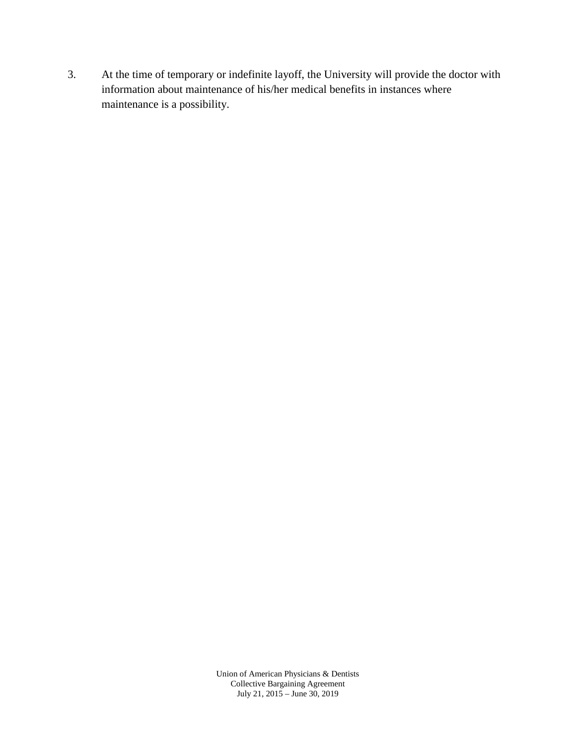3. At the time of temporary or indefinite layoff, the University will provide the doctor with information about maintenance of his/her medical benefits in instances where maintenance is a possibility.